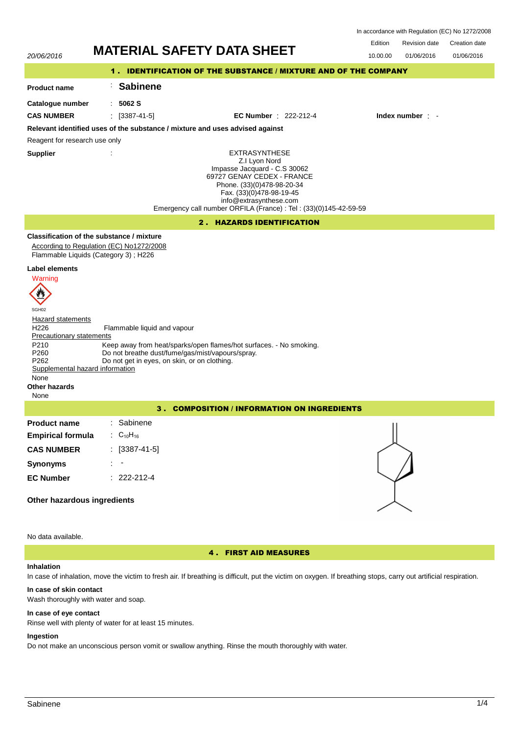In accordance with Regulation (EC) No 1272/2008

| | | Edition | Revision date | Creation date |
|---|---|---|---|---|
| 20/06/2016 | **MATERIAL SAFETY DATA SHEET** | 10.00.00 | 01/06/2016 | 01/06/2016 |

## 1 . IDENTIFICATION OF THE SUBSTANCE / MIXTURE AND OF THE COMPANY

**Product name** : **Sabinene**

**Catalogue number** : **5062 S**

**CAS NUMBER** : [3387-41-5] **EC Number** : 222-212-4 **Index number** : -

**Relevant identified uses of the substance / mixture and uses advised against**

Reagent for research use only

**Supplier** :

EXTRASYNTHESE
Z.I Lyon Nord
Impasse Jacquard - C.S 30062
69727 GENAY CEDEX - FRANCE
Phone. (33)(0)478-98-20-34
Fax. (33)(0)478-98-19-45
info@extrasynthese.com
Emergency call number ORFILA (France) : Tel : (33)(0)145-42-59-59

## 2 . HAZARDS IDENTIFICATION

**Classification of the substance / mixture**

According to Regulation (EC) No1272/2008

Flammable Liquids (Category 3) ; H226

**Label elements**

Warning

SGH02

Hazard statements

H226 Flammable liquid and vapour

Precautionary statements

P210 Keep away from heat/sparks/open flames/hot surfaces. - No smoking.
P260 Do not breathe dust/fume/gas/mist/vapours/spray.
P262 Do not get in eyes, on skin, or on clothing.

Supplemental hazard information

None

**Other hazards**

None

## 3 . COMPOSITION / INFORMATION ON INGREDIENTS

**Product name** : Sabinene

**Empirical formula** : $C_{10}H_{16}$

**CAS NUMBER** : [3387-41-5]

**Synonyms** : -

**EC Number** : 222-212-4

**Other hazardous ingredients**

No data available.

## 4 . FIRST AID MEASURES

**Inhalation**

In case of inhalation, move the victim to fresh air. If breathing is difficult, put the victim on oxygen. If breathing stops, carry out artificial respiration.

**In case of skin contact**

Wash thoroughly with water and soap.

**In case of eye contact**

Rinse well with plenty of water for at least 15 minutes.

**Ingestion**

Do not make an unconscious person vomit or swallow anything. Rinse the mouth thoroughly with water.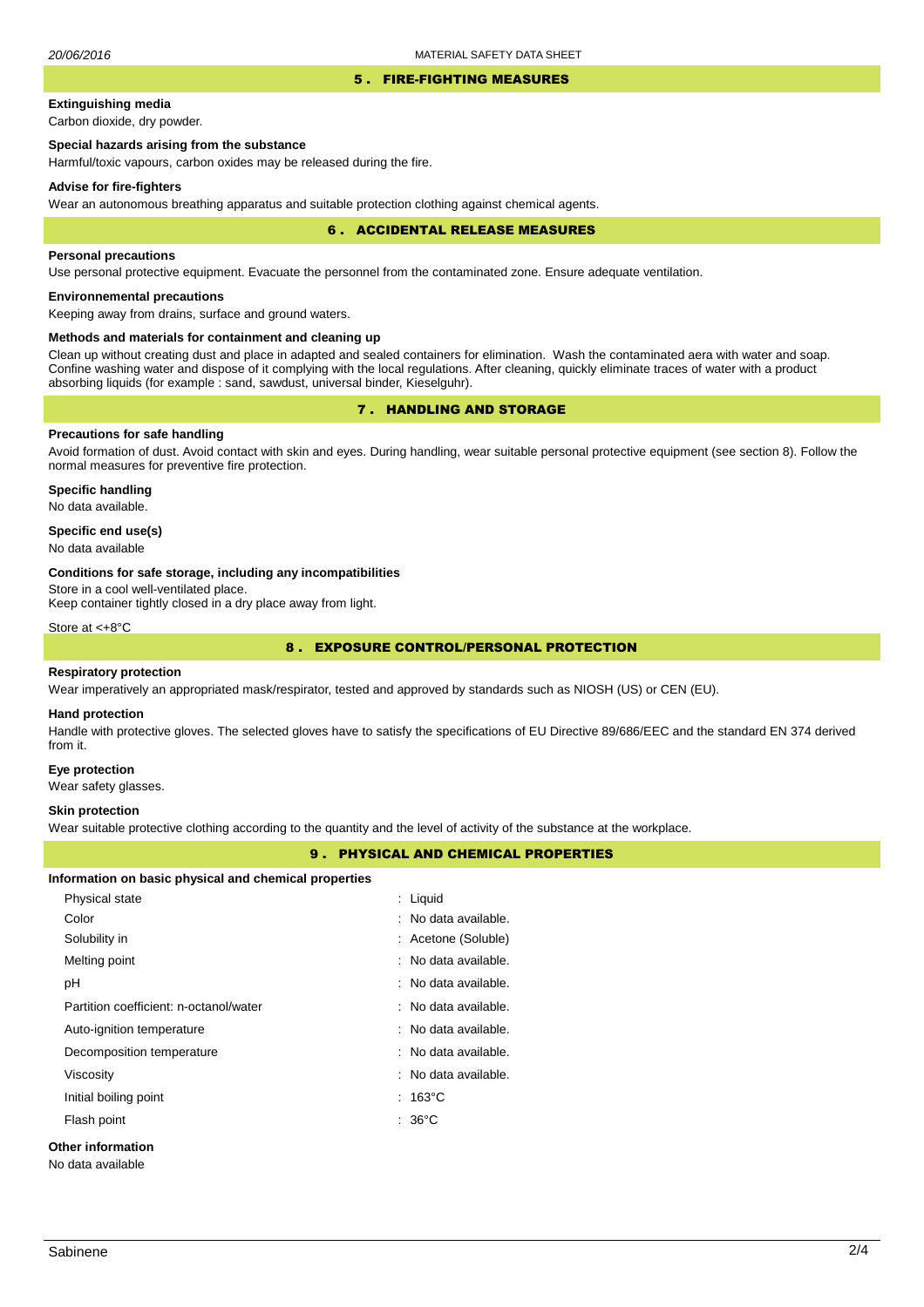## 5 . FIRE-FIGHTING MEASURES

**Extinguishing media**

Carbon dioxide, dry powder.

**Special hazards arising from the substance**

Harmful/toxic vapours, carbon oxides may be released during the fire.

**Advise for fire-fighters**

Wear an autonomous breathing apparatus and suitable protection clothing against chemical agents.

## 6 . ACCIDENTAL RELEASE MEASURES

**Personal precautions**

Use personal protective equipment. Evacuate the personnel from the contaminated zone. Ensure adequate ventilation.

**Environnemental precautions**

Keeping away from drains, surface and ground waters.

**Methods and materials for containment and cleaning up**

Clean up without creating dust and place in adapted and sealed containers for elimination. Wash the contaminated aera with water and soap. Confine washing water and dispose of it complying with the local regulations. After cleaning, quickly eliminate traces of water with a product absorbing liquids (for example : sand, sawdust, universal binder, Kieselguhr).

## 7 . HANDLING AND STORAGE

**Precautions for safe handling**

Avoid formation of dust. Avoid contact with skin and eyes. During handling, wear suitable personal protective equipment (see section 8). Follow the normal measures for preventive fire protection.

**Specific handling**

No data available.

**Specific end use(s)**

No data available

**Conditions for safe storage, including any incompatibilities**

Store in a cool well-ventilated place.
Keep container tightly closed in a dry place away from light.

Store at <+8°C

## 8 . EXPOSURE CONTROL/PERSONAL PROTECTION

**Respiratory protection**

Wear imperatively an appropriated mask/respirator, tested and approved by standards such as NIOSH (US) or CEN (EU).

**Hand protection**

Handle with protective gloves. The selected gloves have to satisfy the specifications of EU Directive 89/686/EEC and the standard EN 374 derived from it.

**Eye protection**

Wear safety glasses.

**Skin protection**

Wear suitable protective clothing according to the quantity and the level of activity of the substance at the workplace.

## 9 . PHYSICAL AND CHEMICAL PROPERTIES

**Information on basic physical and chemical properties**

| Property | Value |
|---|---|
| Physical state | : Liquid |
| Color | : No data available. |
| Solubility in | : Acetone (Soluble) |
| Melting point | : No data available. |
| pH | : No data available. |
| Partition coefficient: n-octanol/water | : No data available. |
| Auto-ignition temperature | : No data available. |
| Decomposition temperature | : No data available. |
| Viscosity | : No data available. |
| Initial boiling point | : 163°C |
| Flash point | : 36°C |

**Other information**

No data available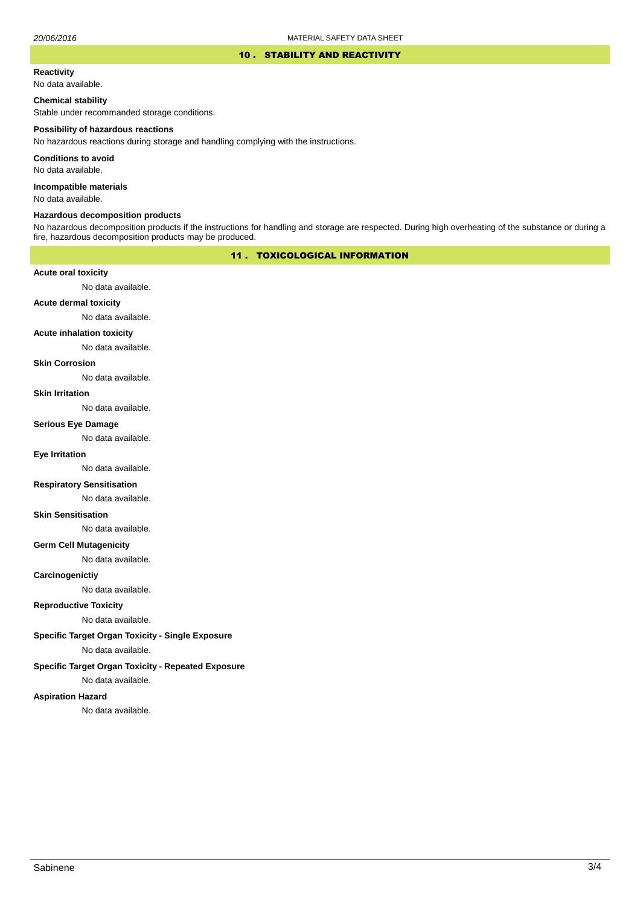## 10 . STABILITY AND REACTIVITY

**Reactivity**

No data available.

**Chemical stability**

Stable under recommanded storage conditions.

**Possibility of hazardous reactions**

No hazardous reactions during storage and handling complying with the instructions.

**Conditions to avoid**

No data available.

**Incompatible materials**

No data available.

**Hazardous decomposition products**

No hazardous decomposition products if the instructions for handling and storage are respected. During high overheating of the substance or during a fire, hazardous decomposition products may be produced.

## 11 . TOXICOLOGICAL INFORMATION

**Acute oral toxicity**

No data available.

**Acute dermal toxicity**

No data available.

**Acute inhalation toxicity**

No data available.

**Skin Corrosion**

No data available.

**Skin Irritation**

No data available.

**Serious Eye Damage**

No data available.

**Eye Irritation**

No data available.

**Respiratory Sensitisation**

No data available.

**Skin Sensitisation**

No data available.

**Germ Cell Mutagenicity**

No data available.

**Carcinogenictiy**

No data available.

**Reproductive Toxicity**

No data available.

**Specific Target Organ Toxicity - Single Exposure**

No data available.

**Specific Target Organ Toxicity - Repeated Exposure**

No data available.

**Aspiration Hazard**

No data available.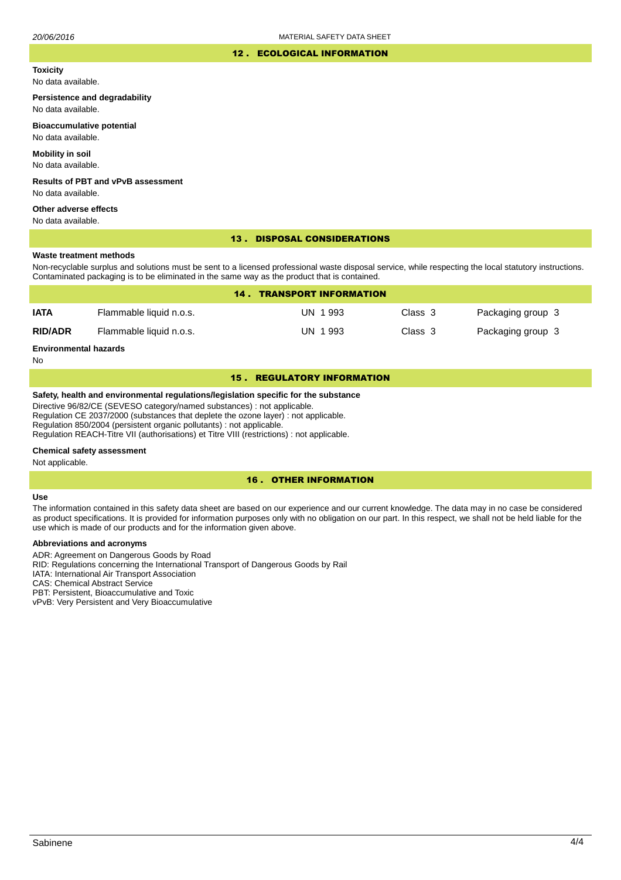## 12 . ECOLOGICAL INFORMATION

**Toxicity**

No data available.

**Persistence and degradability**

No data available.

**Bioaccumulative potential**

No data available.

**Mobility in soil**

No data available.

**Results of PBT and vPvB assessment**

No data available.

**Other adverse effects**

No data available.

## 13 . DISPOSAL CONSIDERATIONS

**Waste treatment methods**

Non-recyclable surplus and solutions must be sent to a licensed professional waste disposal service, while respecting the local statutory instructions. Contaminated packaging is to be eliminated in the same way as the product that is contained.

## 14 . TRANSPORT INFORMATION

| | | | | |
|---|---|---|---|---|
| **IATA** | Flammable liquid n.o.s. | UN 1 993 | Class 3 | Packaging group 3 |
| **RID/ADR** | Flammable liquid n.o.s. | UN 1 993 | Class 3 | Packaging group 3 |

**Environmental hazards**

No

## 15 . REGULATORY INFORMATION

**Safety, health and environmental regulations/legislation specific for the substance**

Directive 96/82/CE (SEVESO category/named substances) : not applicable.
Regulation CE 2037/2000 (substances that deplete the ozone layer) : not applicable.
Regulation 850/2004 (persistent organic pollutants) : not applicable.
Regulation REACH-Titre VII (authorisations) et Titre VIII (restrictions) : not applicable.

**Chemical safety assessment**

Not applicable.

## 16 . OTHER INFORMATION

**Use**

The information contained in this safety data sheet are based on our experience and our current knowledge. The data may in no case be considered as product specifications. It is provided for information purposes only with no obligation on our part. In this respect, we shall not be held liable for the use which is made of our products and for the information given above.

**Abbreviations and acronyms**

ADR: Agreement on Dangerous Goods by Road
RID: Regulations concerning the International Transport of Dangerous Goods by Rail
IATA: International Air Transport Association
CAS: Chemical Abstract Service
PBT: Persistent, Bioaccumulative and Toxic
vPvB: Very Persistent and Very Bioaccumulative